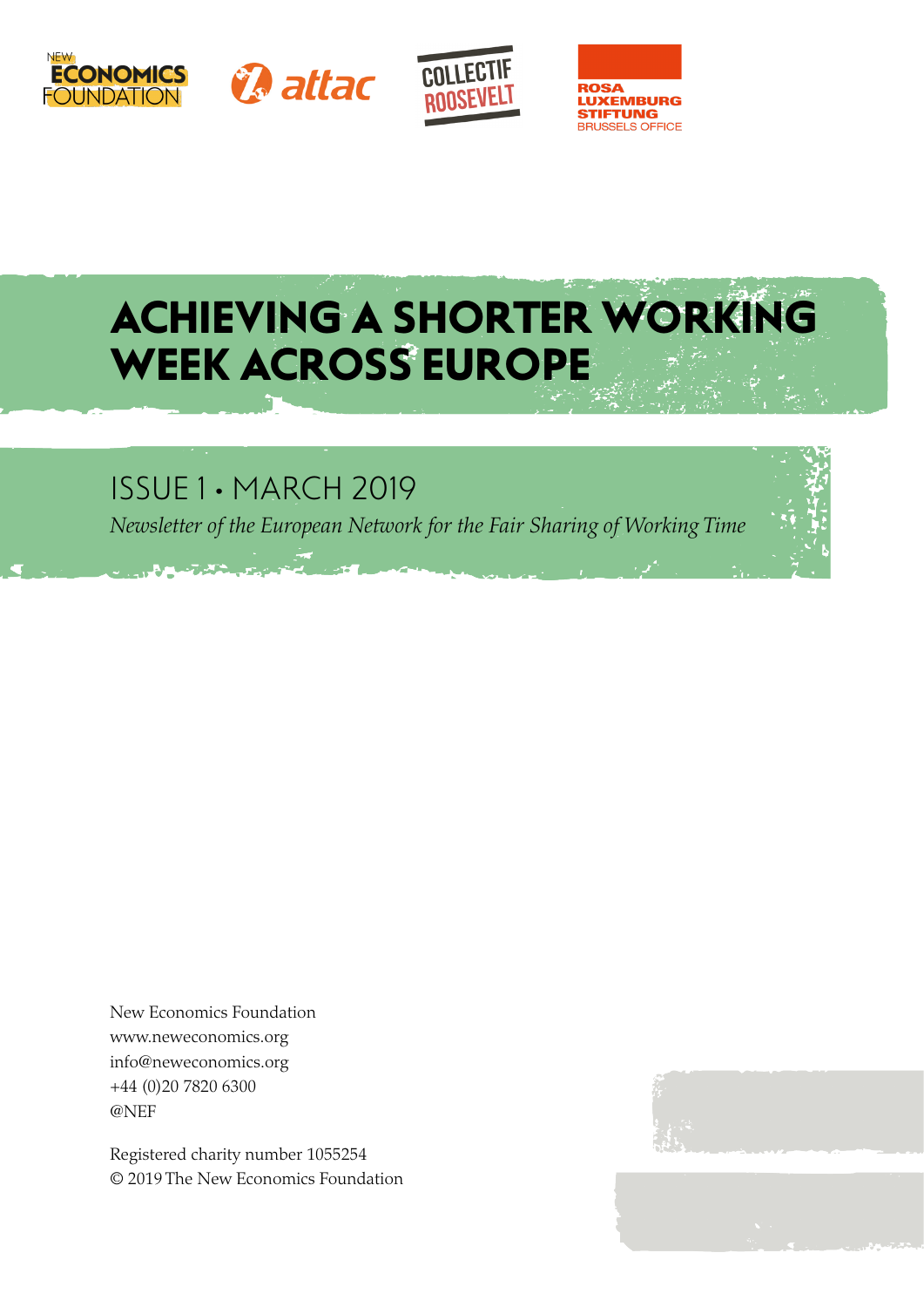# ACHIEVING A SHORTER WORKING WEEK ACROSS EUROPE

## ISSUE 1 • MARCH 2019

*Newsletter of the European Network for the Fair Sharing of Working Time*

New Economics Foundation
www.neweconomics.org
info@neweconomics.org
+44 (0)20 7820 6300
@NEF

Registered charity number 1055254
© 2019 The New Economics Foundation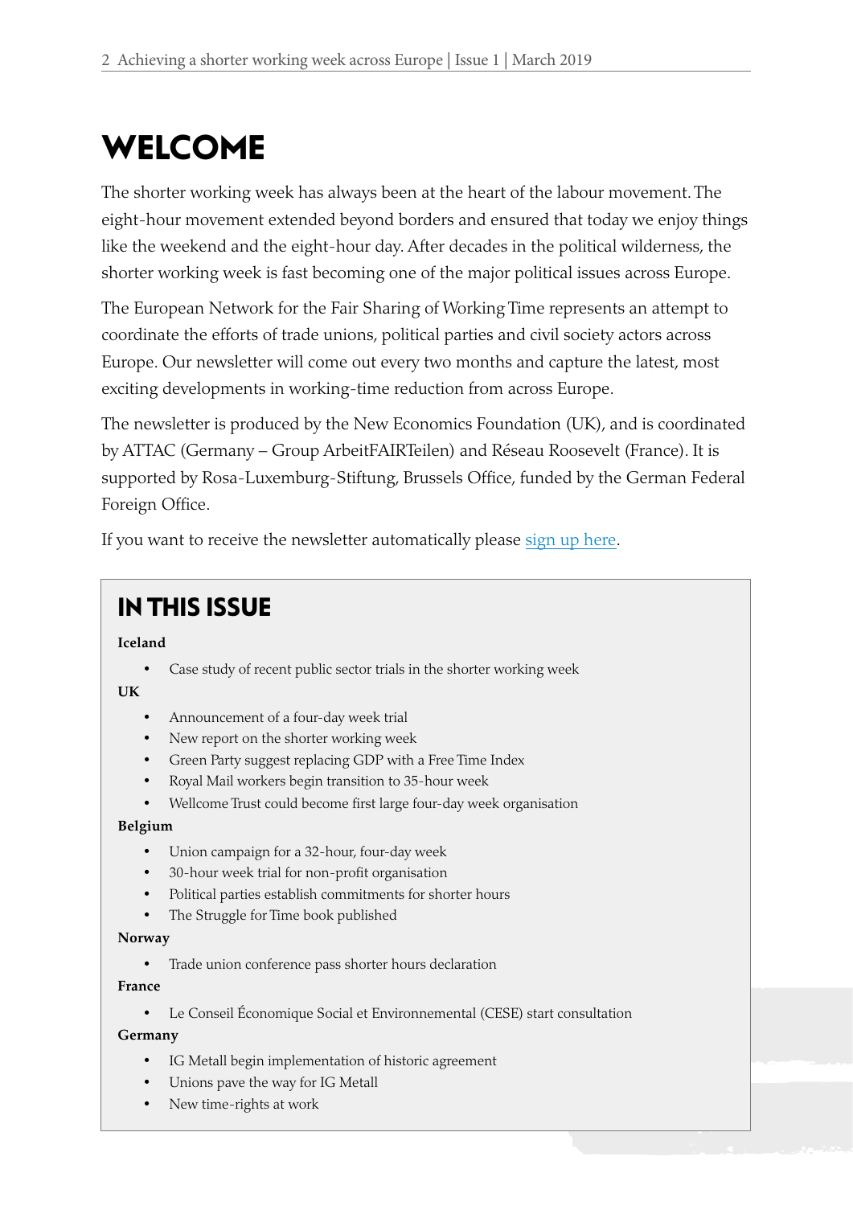# WELCOME

The shorter working week has always been at the heart of the labour movement. The eight-hour movement extended beyond borders and ensured that today we enjoy things like the weekend and the eight-hour day. After decades in the political wilderness, the shorter working week is fast becoming one of the major political issues across Europe.

The European Network for the Fair Sharing of Working Time represents an attempt to coordinate the efforts of trade unions, political parties and civil society actors across Europe. Our newsletter will come out every two months and capture the latest, most exciting developments in working-time reduction from across Europe.

The newsletter is produced by the New Economics Foundation (UK), and is coordinated by ATTAC (Germany – Group ArbeitFAIRTeilen) and Réseau Roosevelt (France). It is supported by Rosa-Luxemburg-Stiftung, Brussels Office, funded by the German Federal Foreign Office.

If you want to receive the newsletter automatically please sign up here.

## IN THIS ISSUE

**Iceland**

- Case study of recent public sector trials in the shorter working week

**UK**

- Announcement of a four-day week trial
- New report on the shorter working week
- Green Party suggest replacing GDP with a Free Time Index
- Royal Mail workers begin transition to 35-hour week
- Wellcome Trust could become first large four-day week organisation

**Belgium**

- Union campaign for a 32-hour, four-day week
- 30-hour week trial for non-profit organisation
- Political parties establish commitments for shorter hours
- The Struggle for Time book published

**Norway**

- Trade union conference pass shorter hours declaration

**France**

- Le Conseil Économique Social et Environnemental (CESE) start consultation

**Germany**

- IG Metall begin implementation of historic agreement
- Unions pave the way for IG Metall
- New time-rights at work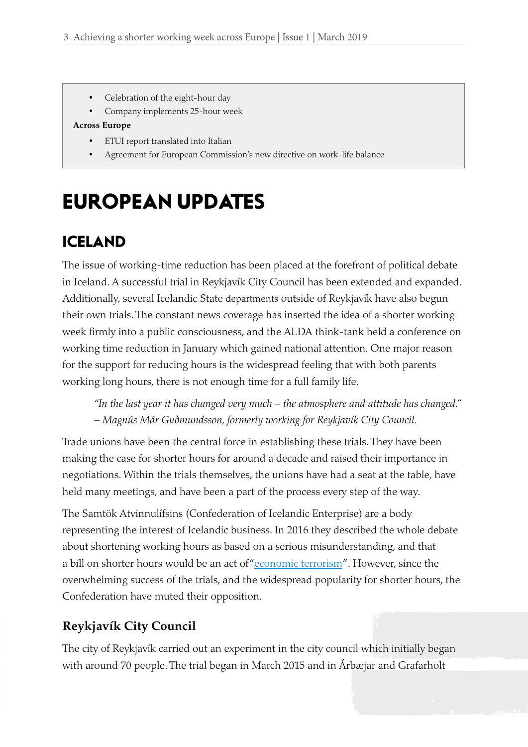- Celebration of the eight-hour day
- Company implements 25-hour week

**Across Europe**

- ETUI report translated into Italian
- Agreement for European Commission's new directive on work-life balance

# EUROPEAN UPDATES

## ICELAND

The issue of working-time reduction has been placed at the forefront of political debate in Iceland. A successful trial in Reykjavík City Council has been extended and expanded. Additionally, several Icelandic State departments outside of Reykjavík have also begun their own trials. The constant news coverage has inserted the idea of a shorter working week firmly into a public consciousness, and the ALDA think-tank held a conference on working time reduction in January which gained national attention. One major reason for the support for reducing hours is the widespread feeling that with both parents working long hours, there is not enough time for a full family life.

> *"In the last year it has changed very much – the atmosphere and attitude has changed." – Magnús Már Guðmundsson, formerly working for Reykjavík City Council.*

Trade unions have been the central force in establishing these trials. They have been making the case for shorter hours for around a decade and raised their importance in negotiations. Within the trials themselves, the unions have had a seat at the table, have held many meetings, and have been a part of the process every step of the way.

The Samtök Atvinnulífsins (Confederation of Icelandic Enterprise) are a body representing the interest of Icelandic business. In 2016 they described the whole debate about shortening working hours as based on a serious misunderstanding, and that a bill on shorter hours would be an act of "economic terrorism". However, since the overwhelming success of the trials, and the widespread popularity for shorter hours, the Confederation have muted their opposition.

### Reykjavík City Council

The city of Reykjavík carried out an experiment in the city council which initially began with around 70 people. The trial began in March 2015 and in Árbæjar and Grafarholt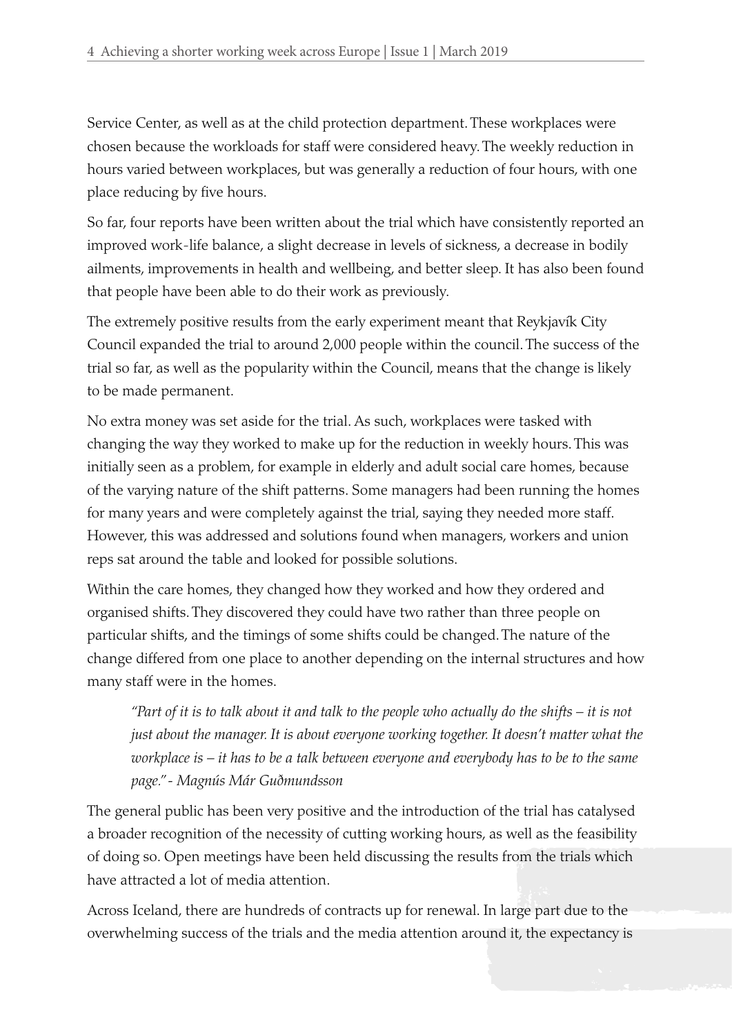Service Center, as well as at the child protection department. These workplaces were chosen because the workloads for staff were considered heavy. The weekly reduction in hours varied between workplaces, but was generally a reduction of four hours, with one place reducing by five hours.

So far, four reports have been written about the trial which have consistently reported an improved work-life balance, a slight decrease in levels of sickness, a decrease in bodily ailments, improvements in health and wellbeing, and better sleep. It has also been found that people have been able to do their work as previously.

The extremely positive results from the early experiment meant that Reykjavík City Council expanded the trial to around 2,000 people within the council. The success of the trial so far, as well as the popularity within the Council, means that the change is likely to be made permanent.

No extra money was set aside for the trial. As such, workplaces were tasked with changing the way they worked to make up for the reduction in weekly hours. This was initially seen as a problem, for example in elderly and adult social care homes, because of the varying nature of the shift patterns. Some managers had been running the homes for many years and were completely against the trial, saying they needed more staff. However, this was addressed and solutions found when managers, workers and union reps sat around the table and looked for possible solutions.

Within the care homes, they changed how they worked and how they ordered and organised shifts. They discovered they could have two rather than three people on particular shifts, and the timings of some shifts could be changed. The nature of the change differed from one place to another depending on the internal structures and how many staff were in the homes.

> *"Part of it is to talk about it and talk to the people who actually do the shifts – it is not just about the manager. It is about everyone working together. It doesn't matter what the workplace is – it has to be a talk between everyone and everybody has to be to the same page." - Magnús Már Guðmundsson*

The general public has been very positive and the introduction of the trial has catalysed a broader recognition of the necessity of cutting working hours, as well as the feasibility of doing so. Open meetings have been held discussing the results from the trials which have attracted a lot of media attention.

Across Iceland, there are hundreds of contracts up for renewal. In large part due to the overwhelming success of the trials and the media attention around it, the expectancy is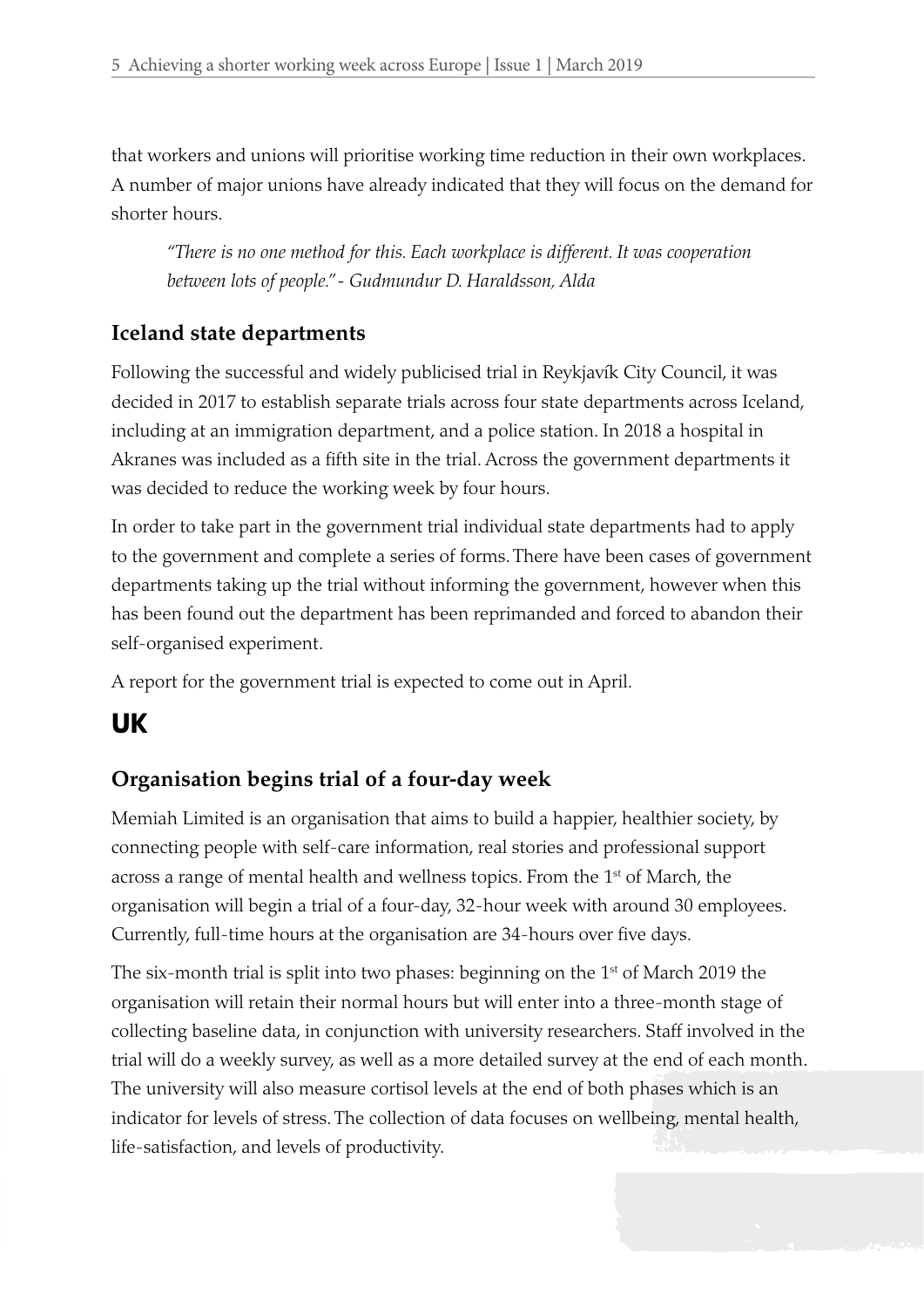that workers and unions will prioritise working time reduction in their own workplaces. A number of major unions have already indicated that they will focus on the demand for shorter hours.

> *"There is no one method for this. Each workplace is different. It was cooperation between lots of people." - Gudmundur D. Haraldsson, Alda*

### Iceland state departments

Following the successful and widely publicised trial in Reykjavík City Council, it was decided in 2017 to establish separate trials across four state departments across Iceland, including at an immigration department, and a police station. In 2018 a hospital in Akranes was included as a fifth site in the trial. Across the government departments it was decided to reduce the working week by four hours.

In order to take part in the government trial individual state departments had to apply to the government and complete a series of forms. There have been cases of government departments taking up the trial without informing the government, however when this has been found out the department has been reprimanded and forced to abandon their self-organised experiment.

A report for the government trial is expected to come out in April.

## UK

### Organisation begins trial of a four-day week

Memiah Limited is an organisation that aims to build a happier, healthier society, by connecting people with self-care information, real stories and professional support across a range of mental health and wellness topics. From the 1st of March, the organisation will begin a trial of a four-day, 32-hour week with around 30 employees. Currently, full-time hours at the organisation are 34-hours over five days.

The six-month trial is split into two phases: beginning on the 1st of March 2019 the organisation will retain their normal hours but will enter into a three-month stage of collecting baseline data, in conjunction with university researchers. Staff involved in the trial will do a weekly survey, as well as a more detailed survey at the end of each month. The university will also measure cortisol levels at the end of both phases which is an indicator for levels of stress. The collection of data focuses on wellbeing, mental health, life-satisfaction, and levels of productivity.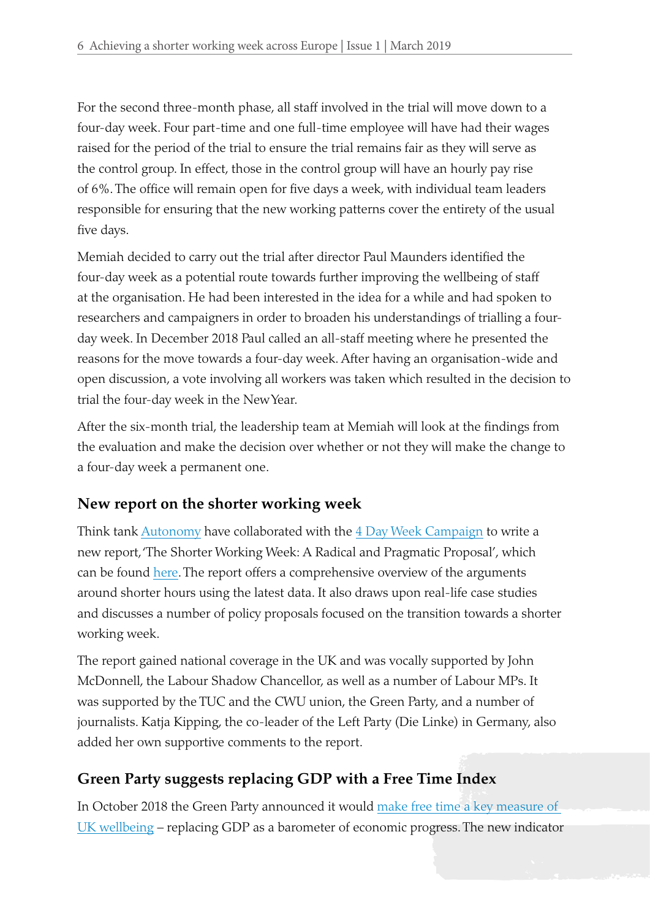For the second three-month phase, all staff involved in the trial will move down to a four-day week. Four part-time and one full-time employee will have had their wages raised for the period of the trial to ensure the trial remains fair as they will serve as the control group. In effect, those in the control group will have an hourly pay rise of 6%. The office will remain open for five days a week, with individual team leaders responsible for ensuring that the new working patterns cover the entirety of the usual five days.

Memiah decided to carry out the trial after director Paul Maunders identified the four-day week as a potential route towards further improving the wellbeing of staff at the organisation. He had been interested in the idea for a while and had spoken to researchers and campaigners in order to broaden his understandings of trialling a four-day week. In December 2018 Paul called an all-staff meeting where he presented the reasons for the move towards a four-day week. After having an organisation-wide and open discussion, a vote involving all workers was taken which resulted in the decision to trial the four-day week in the New Year.

After the six-month trial, the leadership team at Memiah will look at the findings from the evaluation and make the decision over whether or not they will make the change to a four-day week a permanent one.

## New report on the shorter working week

Think tank Autonomy have collaborated with the 4 Day Week Campaign to write a new report, 'The Shorter Working Week: A Radical and Pragmatic Proposal', which can be found here. The report offers a comprehensive overview of the arguments around shorter hours using the latest data. It also draws upon real-life case studies and discusses a number of policy proposals focused on the transition towards a shorter working week.

The report gained national coverage in the UK and was vocally supported by John McDonnell, the Labour Shadow Chancellor, as well as a number of Labour MPs. It was supported by the TUC and the CWU union, the Green Party, and a number of journalists. Katja Kipping, the co-leader of the Left Party (Die Linke) in Germany, also added her own supportive comments to the report.

## Green Party suggests replacing GDP with a Free Time Index

In October 2018 the Green Party announced it would make free time a key measure of UK wellbeing – replacing GDP as a barometer of economic progress. The new indicator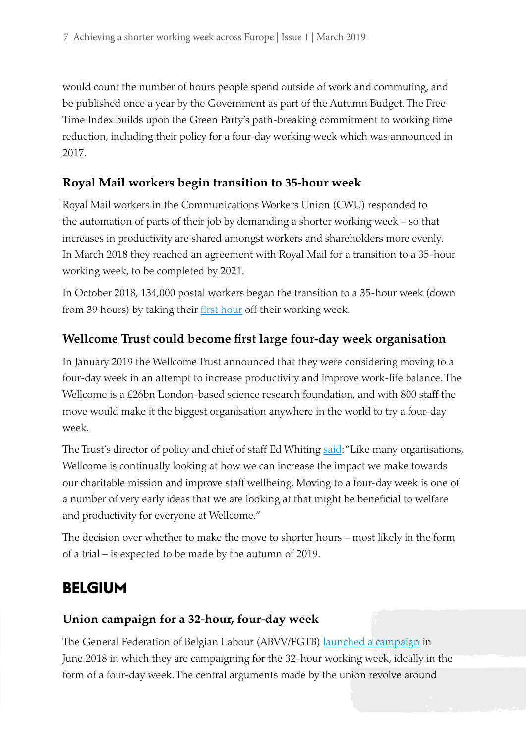would count the number of hours people spend outside of work and commuting, and be published once a year by the Government as part of the Autumn Budget. The Free Time Index builds upon the Green Party's path-breaking commitment to working time reduction, including their policy for a four-day working week which was announced in 2017.

### Royal Mail workers begin transition to 35-hour week

Royal Mail workers in the Communications Workers Union (CWU) responded to the automation of parts of their job by demanding a shorter working week – so that increases in productivity are shared amongst workers and shareholders more evenly. In March 2018 they reached an agreement with Royal Mail for a transition to a 35-hour working week, to be completed by 2021.

In October 2018, 134,000 postal workers began the transition to a 35-hour week (down from 39 hours) by taking their first hour off their working week.

### Wellcome Trust could become first large four-day week organisation

In January 2019 the Wellcome Trust announced that they were considering moving to a four-day week in an attempt to increase productivity and improve work-life balance. The Wellcome is a £26bn London-based science research foundation, and with 800 staff the move would make it the biggest organisation anywhere in the world to try a four-day week.

The Trust's director of policy and chief of staff Ed Whiting said: "Like many organisations, Wellcome is continually looking at how we can increase the impact we make towards our charitable mission and improve staff wellbeing. Moving to a four-day week is one of a number of very early ideas that we are looking at that might be beneficial to welfare and productivity for everyone at Wellcome."

The decision over whether to make the move to shorter hours – most likely in the form of a trial – is expected to be made by the autumn of 2019.

## BELGIUM

### Union campaign for a 32-hour, four-day week

The General Federation of Belgian Labour (ABVV/FGTB) launched a campaign in June 2018 in which they are campaigning for the 32-hour working week, ideally in the form of a four-day week. The central arguments made by the union revolve around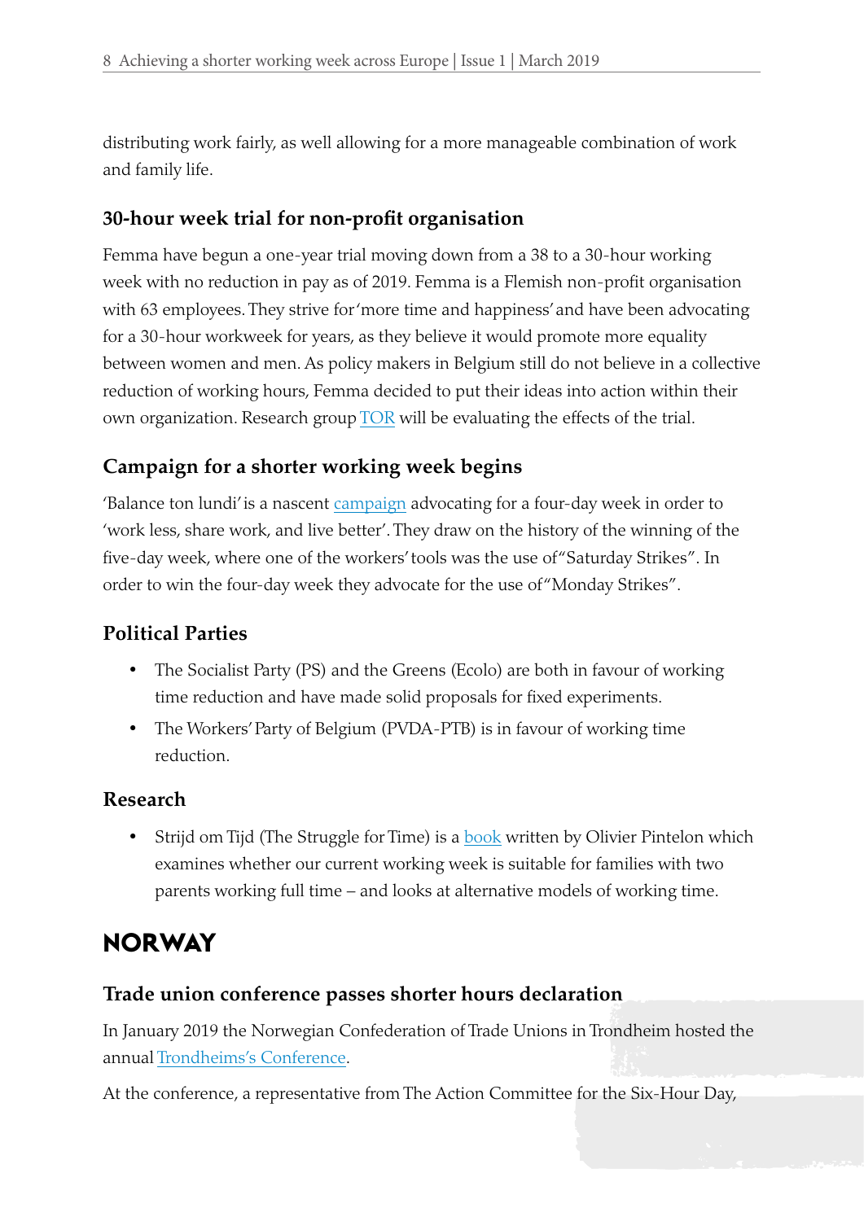distributing work fairly, as well allowing for a more manageable combination of work and family life.

### 30-hour week trial for non-profit organisation

Femma have begun a one-year trial moving down from a 38 to a 30-hour working week with no reduction in pay as of 2019. Femma is a Flemish non-profit organisation with 63 employees. They strive for 'more time and happiness' and have been advocating for a 30-hour workweek for years, as they believe it would promote more equality between women and men. As policy makers in Belgium still do not believe in a collective reduction of working hours, Femma decided to put their ideas into action within their own organization. Research group TOR will be evaluating the effects of the trial.

### Campaign for a shorter working week begins

'Balance ton lundi' is a nascent campaign advocating for a four-day week in order to 'work less, share work, and live better'. They draw on the history of the winning of the five-day week, where one of the workers' tools was the use of "Saturday Strikes". In order to win the four-day week they advocate for the use of "Monday Strikes".

### Political Parties

- The Socialist Party (PS) and the Greens (Ecolo) are both in favour of working time reduction and have made solid proposals for fixed experiments.
- The Workers' Party of Belgium (PVDA-PTB) is in favour of working time reduction.

### Research

- Strijd om Tijd (The Struggle for Time) is a book written by Olivier Pintelon which examines whether our current working week is suitable for families with two parents working full time – and looks at alternative models of working time.

## NORWAY

### Trade union conference passes shorter hours declaration

In January 2019 the Norwegian Confederation of Trade Unions in Trondheim hosted the annual Trondheims's Conference.

At the conference, a representative from The Action Committee for the Six-Hour Day,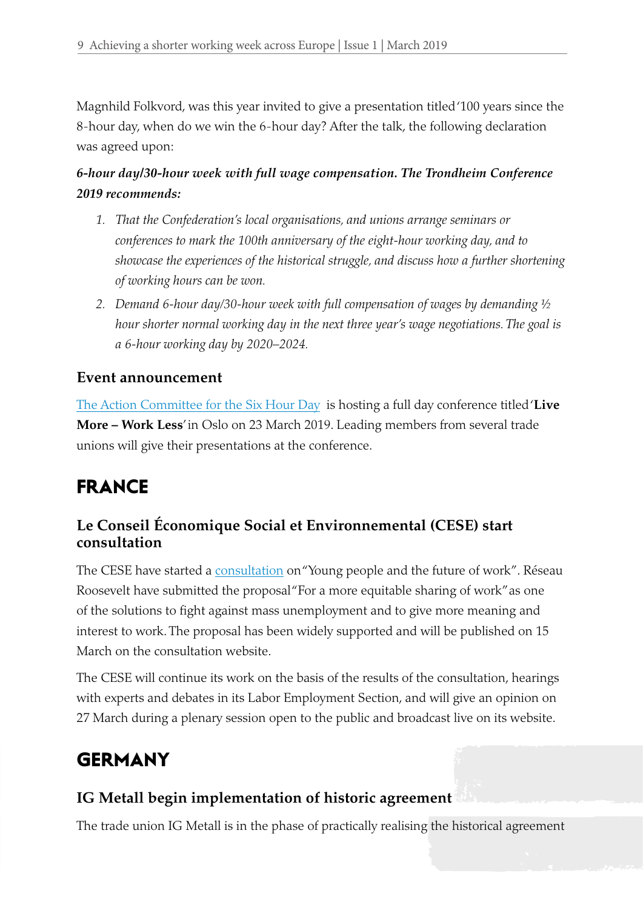Magnhild Folkvord, was this year invited to give a presentation titled '100 years since the 8-hour day, when do we win the 6-hour day? After the talk, the following declaration was agreed upon:

***6-hour day/30-hour week with full wage compensation. The Trondheim Conference 2019 recommends:***

1. *That the Confederation's local organisations, and unions arrange seminars or conferences to mark the 100th anniversary of the eight-hour working day, and to showcase the experiences of the historical struggle, and discuss how a further shortening of working hours can be won.*
2. *Demand 6-hour day/30-hour week with full compensation of wages by demanding ½ hour shorter normal working day in the next three year's wage negotiations. The goal is a 6-hour working day by 2020–2024.*

### Event announcement

The Action Committee for the Six Hour Day is hosting a full day conference titled '**Live More – Work Less**' in Oslo on 23 March 2019. Leading members from several trade unions will give their presentations at the conference.

## FRANCE

### Le Conseil Économique Social et Environnemental (CESE) start consultation

The CESE have started a consultation on "Young people and the future of work". Réseau Roosevelt have submitted the proposal "For a more equitable sharing of work" as one of the solutions to fight against mass unemployment and to give more meaning and interest to work. The proposal has been widely supported and will be published on 15 March on the consultation website.

The CESE will continue its work on the basis of the results of the consultation, hearings with experts and debates in its Labor Employment Section, and will give an opinion on 27 March during a plenary session open to the public and broadcast live on its website.

## GERMANY

### IG Metall begin implementation of historic agreement

The trade union IG Metall is in the phase of practically realising the historical agreement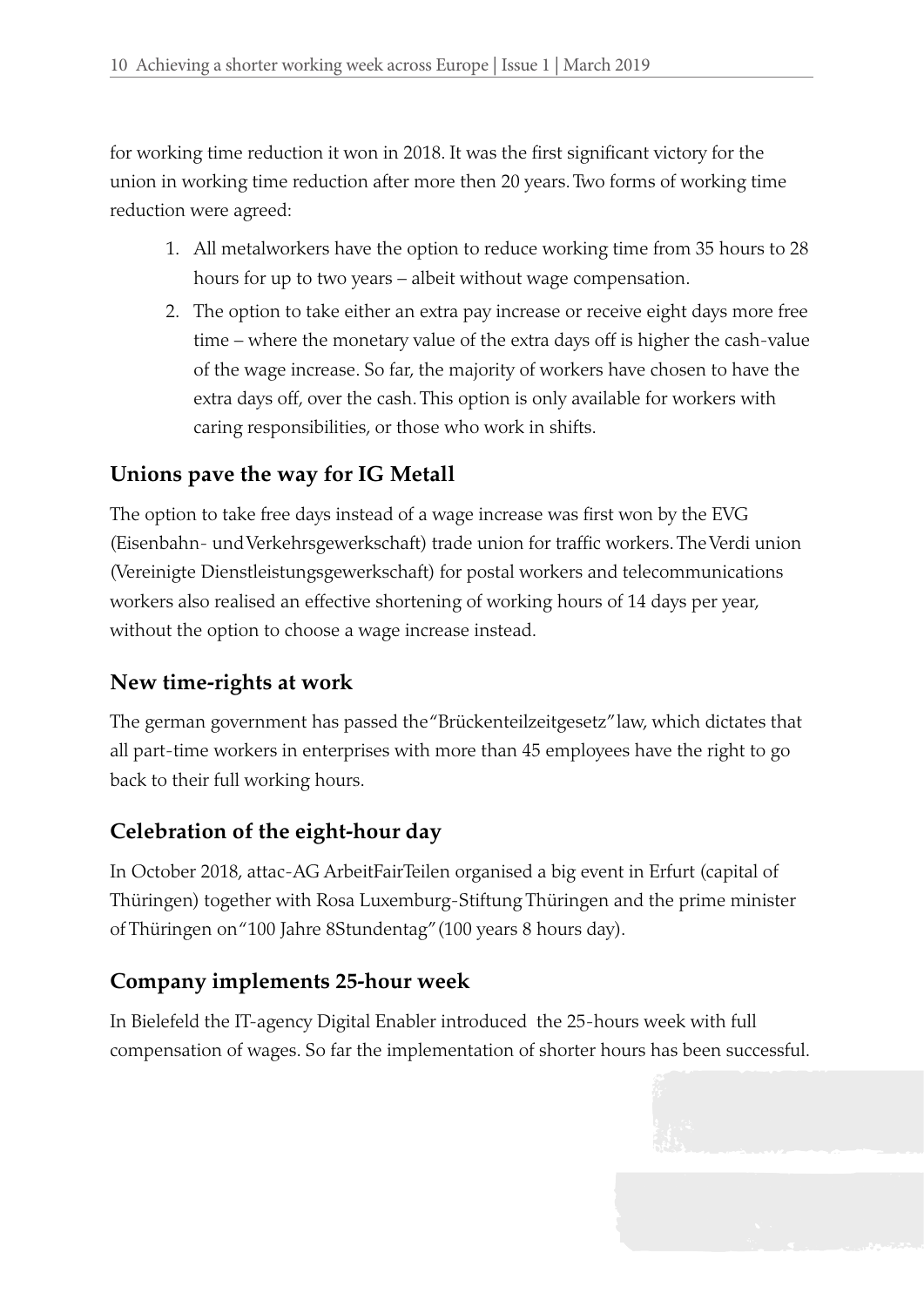for working time reduction it won in 2018. It was the first significant victory for the union in working time reduction after more then 20 years. Two forms of working time reduction were agreed:

1. All metalworkers have the option to reduce working time from 35 hours to 28 hours for up to two years – albeit without wage compensation.
2. The option to take either an extra pay increase or receive eight days more free time – where the monetary value of the extra days off is higher the cash-value of the wage increase. So far, the majority of workers have chosen to have the extra days off, over the cash. This option is only available for workers with caring responsibilities, or those who work in shifts.

## Unions pave the way for IG Metall

The option to take free days instead of a wage increase was first won by the EVG (Eisenbahn- und Verkehrsgewerkschaft) trade union for traffic workers. The Verdi union (Vereinigte Dienstleistungsgewerkschaft) for postal workers and telecommunications workers also realised an effective shortening of working hours of 14 days per year, without the option to choose a wage increase instead.

## New time-rights at work

The german government has passed the "Brückenteilzeitgesetz" law, which dictates that all part-time workers in enterprises with more than 45 employees have the right to go back to their full working hours.

## Celebration of the eight-hour day

In October 2018, attac-AG ArbeitFairTeilen organised a big event in Erfurt (capital of Thüringen) together with Rosa Luxemburg-Stiftung Thüringen and the prime minister of Thüringen on "100 Jahre 8Stundentag" (100 years 8 hours day).

## Company implements 25-hour week

In Bielefeld the IT-agency Digital Enabler introduced the 25-hours week with full compensation of wages. So far the implementation of shorter hours has been successful.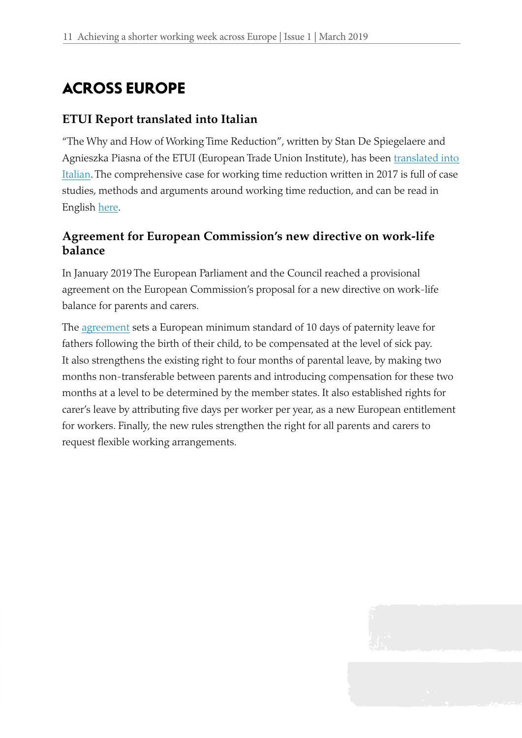# ACROSS EUROPE

## ETUI Report translated into Italian

"The Why and How of Working Time Reduction", written by Stan De Spiegelaere and Agnieszka Piasna of the ETUI (European Trade Union Institute), has been translated into Italian. The comprehensive case for working time reduction written in 2017 is full of case studies, methods and arguments around working time reduction, and can be read in English here.

## Agreement for European Commission's new directive on work-life balance

In January 2019 The European Parliament and the Council reached a provisional agreement on the European Commission's proposal for a new directive on work-life balance for parents and carers.

The agreement sets a European minimum standard of 10 days of paternity leave for fathers following the birth of their child, to be compensated at the level of sick pay. It also strengthens the existing right to four months of parental leave, by making two months non-transferable between parents and introducing compensation for these two months at a level to be determined by the member states. It also established rights for carer's leave by attributing five days per worker per year, as a new European entitlement for workers. Finally, the new rules strengthen the right for all parents and carers to request flexible working arrangements.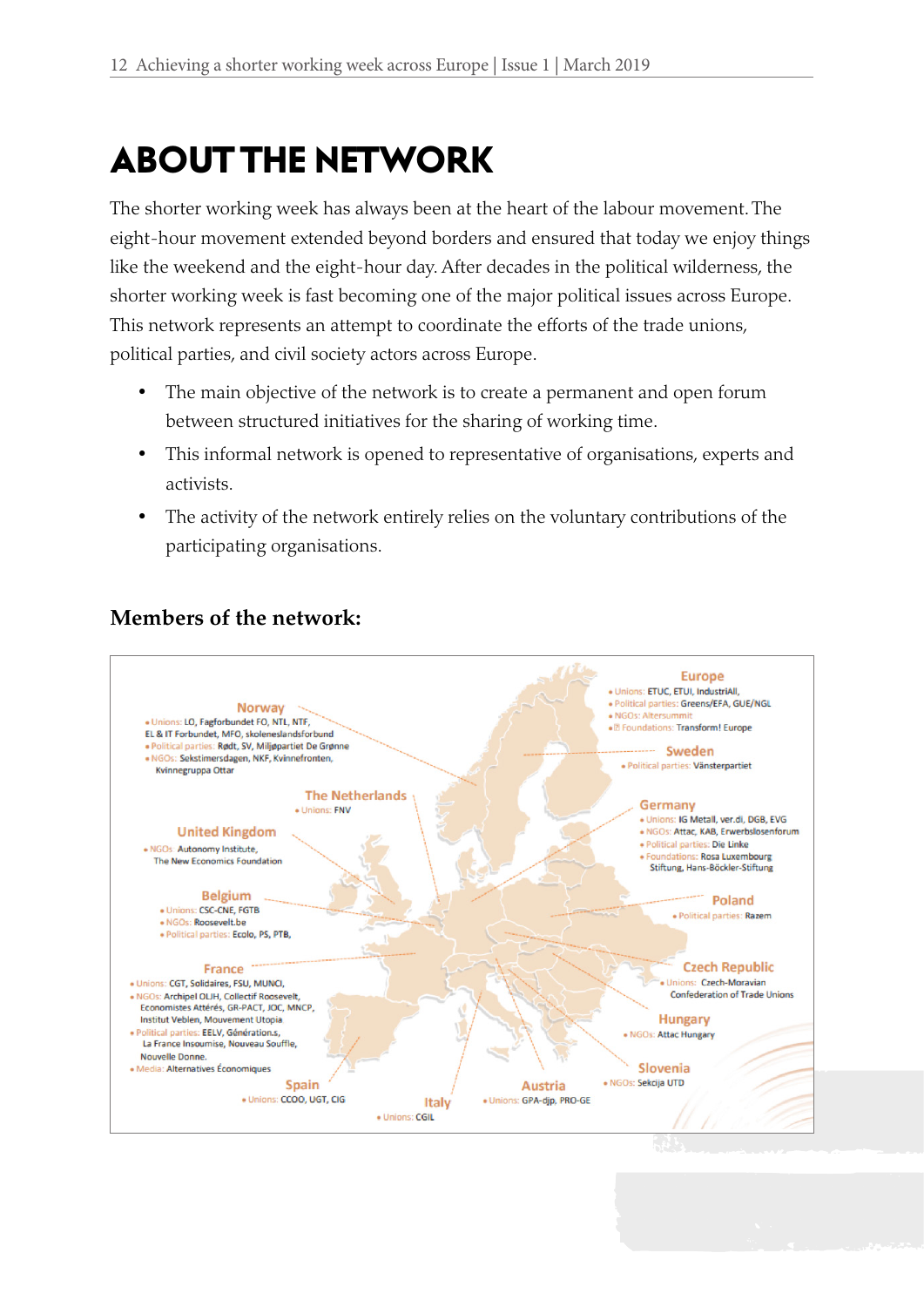// ABOUT THE NETWORK

The shorter working week has always been at the heart of the labour movement. The eight-hour movement extended beyond borders and ensured that today we enjoy things like the weekend and the eight-hour day. After decades in the political wilderness, the shorter working week is fast becoming one of the major political issues across Europe. This network represents an attempt to coordinate the efforts of the trade unions, political parties, and civil society actors across Europe.

- The main objective of the network is to create a permanent and open forum between structured initiatives for the sharing of working time.
- This informal network is opened to representative of organisations, experts and activists.
- The activity of the network entirely relies on the voluntary contributions of the participating organisations.

### Members of the network:

**Europe**
- Unions: ETUC, ETUI, IndustriAll,
- Political parties: Greens/EFA, GUE/NGL
- NGOs: Altersummit
- Foundations: Transform! Europe

**Norway**
- Unions: LO, Fagforbundet FO, NTL, NTF, EL & IT Forbundet, MFO, skolenesIandsforbund
- Political parties: Rødt, SV, Miljøpartiet De Grønne
- NGOs: Sekstimersdagen, NKF, Kvinnefronten, Kvinnegruppa Ottar

**Sweden**
- Political parties: Vänsterpartiet

**The Netherlands**
- Unions: FNV

**Germany**
- Unions: IG Metall, ver.di, DGB, EVG
- NGOs: Attac, KAB, Erwerbslosenforum
- Political parties: Die Linke
- Foundations: Rosa Luxembourg Stiftung, Hans-Böckler-Stiftung

**United Kingdom**
- NGOs: Autonomy Institute, The New Economics Foundation

**Belgium**
- Unions: CSC-CNE, FGTB
- NGOs: Roosevelt.be
- Political parties: Ecolo, PS, PTB,

**Poland**
- Political parties: Razem

**France**
- Unions: CGT, Solidaires, FSU, MUNCI,
- NGOs: Archipel OLIH, Collectif Roosevelt, Economistes Atterés, GR-PACT, JOC, MNCP, Institut Veblen, Mouvement Utopia
- Political parties: EELV, Génération.s, La France Insoumise, Nouveau Souffle, Nouvelle Donne.
- Media: Alternatives Économiques

**Czech Republic**
- Unions: Czech-Moravian Confederation of Trade Unions

**Hungary**
- NGOs: Attac Hungary

**Slovenia**
- NGOs: Sekcija UTD

**Spain**
- Unions: CCOO, UGT, CIG

**Italy**
- Unions: CGIL

**Austria**
- Unions: GPA-djp, PRO-GE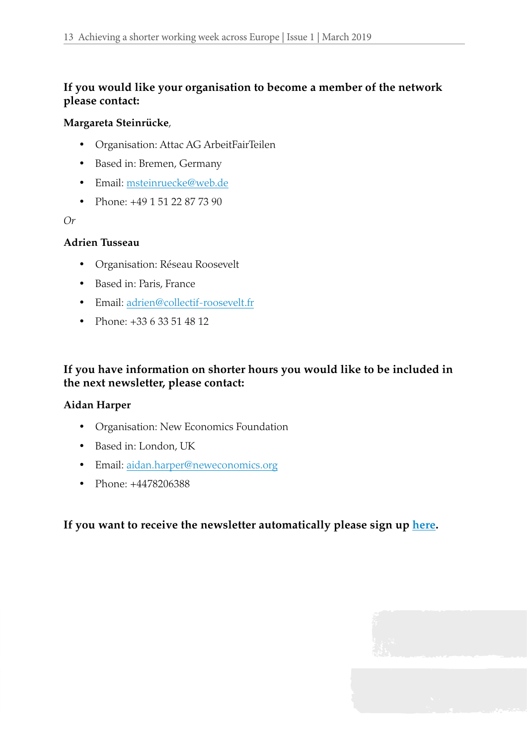**If you would like your organisation to become a member of the network please contact:**

**Margareta Steinrücke**,

- Organisation: Attac AG ArbeitFairTeilen
- Based in: Bremen, Germany
- Email: msteinruecke@web.de
- Phone: +49 1 51 22 87 73 90

*Or*

**Adrien Tusseau**

- Organisation: Réseau Roosevelt
- Based in: Paris, France
- Email: adrien@collectif-roosevelt.fr
- Phone: +33 6 33 51 48 12

**If you have information on shorter hours you would like to be included in the next newsletter, please contact:**

**Aidan Harper**

- Organisation: New Economics Foundation
- Based in: London, UK
- Email: aidan.harper@neweconomics.org
- Phone: +4478206388

**If you want to receive the newsletter automatically please sign up here.**